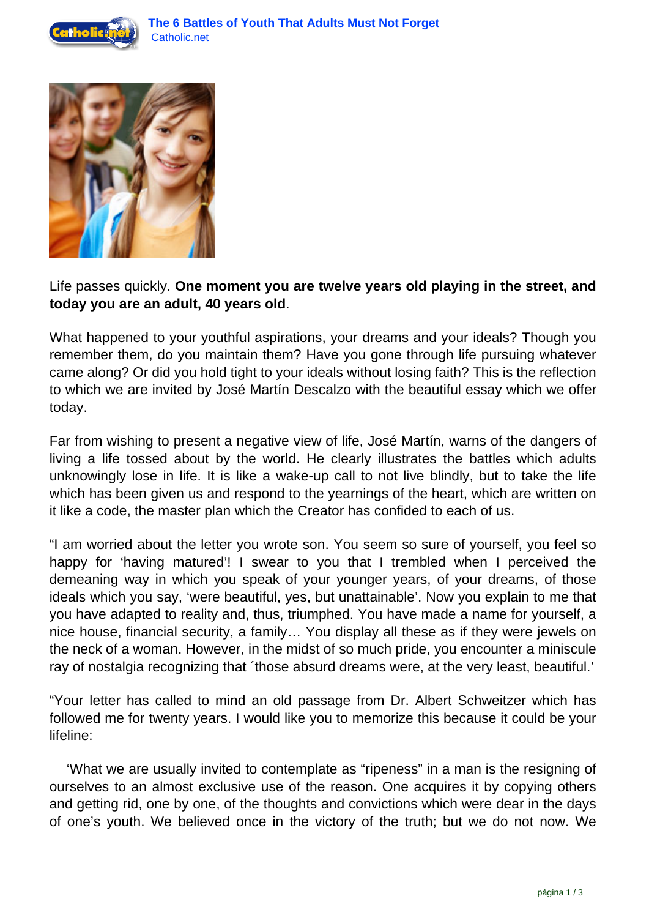Life passes quickly. **One moment you are twelve years old playing in the street, and today you are an adult, 40 years old**.

What happened to your youthful aspirations, your dreams and your ideals? Though you remember them, do you maintain them? Have you gone through life pursuing whatever came along? Or did you hold tight to your ideals without losing faith? This is the reflection to which we are invited by José Martín Descalzo with the beautiful essay which we offer today.

Far from wishing to present a negative view of life, José Martín, warns of the dangers of living a life tossed about by the world. He clearly illustrates the battles which adults unknowingly lose in life. It is like a wake-up call to not live blindly, but to take the life which has been given us and respond to the yearnings of the heart, which are written on it like a code, the master plan which the Creator has confided to each of us.

“I am worried about the letter you wrote son. You seem so sure of yourself, you feel so happy for ‘having matured’! I swear to you that I trembled when I perceived the demeaning way in which you speak of your younger years, of your dreams, of those ideals which you say, ‘were beautiful, yes, but unattainable’. Now you explain to me that you have adapted to reality and, thus, triumphed. You have made a name for yourself, a nice house, financial security, a family… You display all these as if they were jewels on the neck of a woman. However, in the midst of so much pride, you encounter a miniscule ray of nostalgia recognizing that ´those absurd dreams were, at the very least, beautiful.’

“Your letter has called to mind an old passage from Dr. Albert Schweitzer which has followed me for twenty years. I would like you to memorize this because it could be your lifeline:

‘What we are usually invited to contemplate as “ripeness” in a man is the resigning of ourselves to an almost exclusive use of the reason. One acquires it by copying others and getting rid, one by one, of the thoughts and convictions which were dear in the days of one’s youth. We believed once in the victory of the truth; but we do not now. We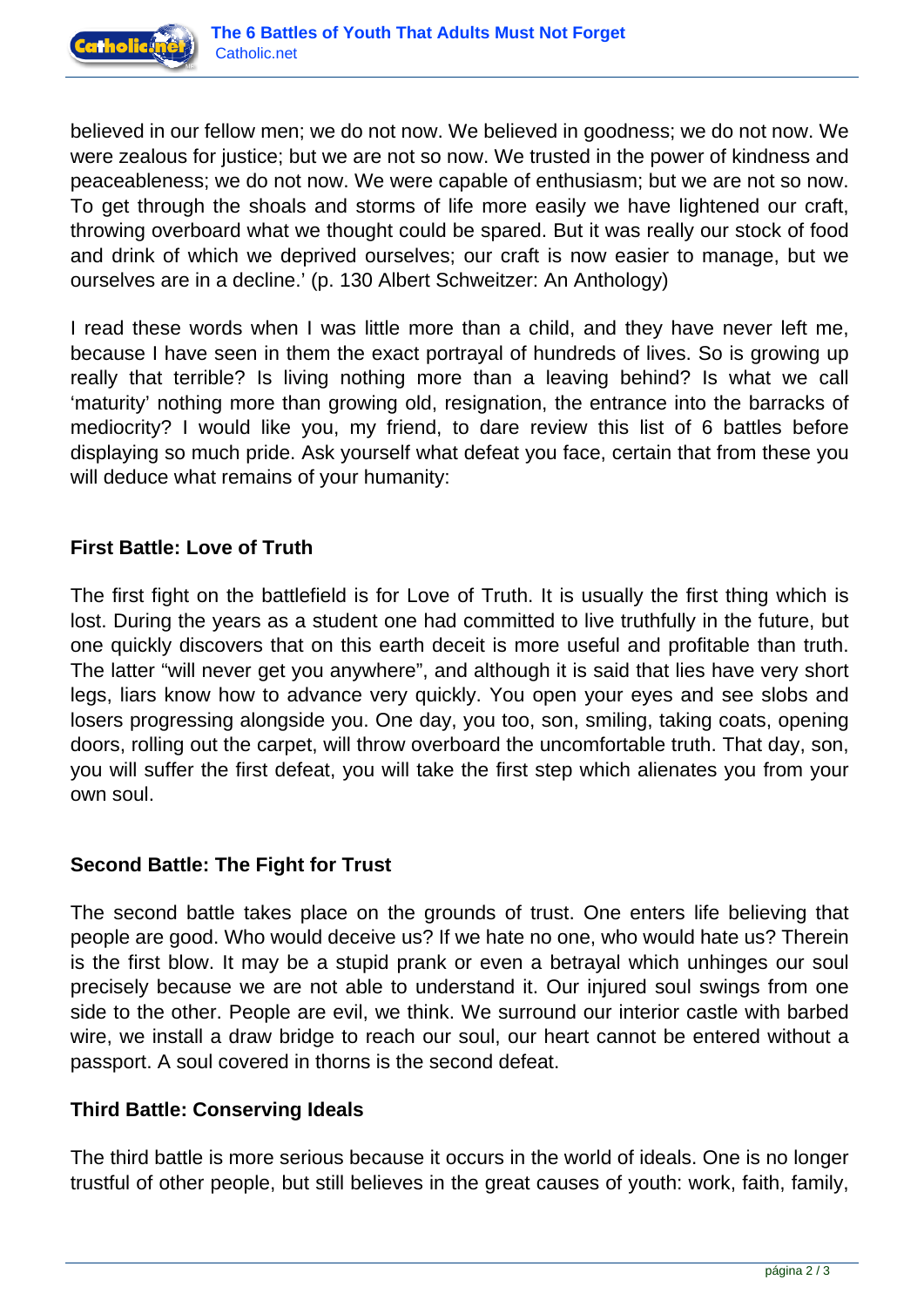believed in our fellow men; we do not now. We believed in goodness; we do not now. We were zealous for justice; but we are not so now. We trusted in the power of kindness and peaceableness; we do not now. We were capable of enthusiasm; but we are not so now. To get through the shoals and storms of life more easily we have lightened our craft, throwing overboard what we thought could be spared. But it was really our stock of food and drink of which we deprived ourselves; our craft is now easier to manage, but we ourselves are in a decline.' (p. 130 Albert Schweitzer: An Anthology)

I read these words when I was little more than a child, and they have never left me, because I have seen in them the exact portrayal of hundreds of lives. So is growing up really that terrible? Is living nothing more than a leaving behind? Is what we call 'maturity' nothing more than growing old, resignation, the entrance into the barracks of mediocrity? I would like you, my friend, to dare review this list of 6 battles before displaying so much pride. Ask yourself what defeat you face, certain that from these you will deduce what remains of your humanity:

**First Battle: Love of Truth**

The first fight on the battlefield is for Love of Truth. It is usually the first thing which is lost. During the years as a student one had committed to live truthfully in the future, but one quickly discovers that on this earth deceit is more useful and profitable than truth. The latter "will never get you anywhere", and although it is said that lies have very short legs, liars know how to advance very quickly. You open your eyes and see slobs and losers progressing alongside you. One day, you too, son, smiling, taking coats, opening doors, rolling out the carpet, will throw overboard the uncomfortable truth. That day, son, you will suffer the first defeat, you will take the first step which alienates you from your own soul.

**Second Battle: The Fight for Trust**

The second battle takes place on the grounds of trust. One enters life believing that people are good. Who would deceive us? If we hate no one, who would hate us? Therein is the first blow. It may be a stupid prank or even a betrayal which unhinges our soul precisely because we are not able to understand it. Our injured soul swings from one side to the other. People are evil, we think. We surround our interior castle with barbed wire, we install a draw bridge to reach our soul, our heart cannot be entered without a passport. A soul covered in thorns is the second defeat.

**Third Battle: Conserving Ideals**

The third battle is more serious because it occurs in the world of ideals. One is no longer trustful of other people, but still believes in the great causes of youth: work, faith, family,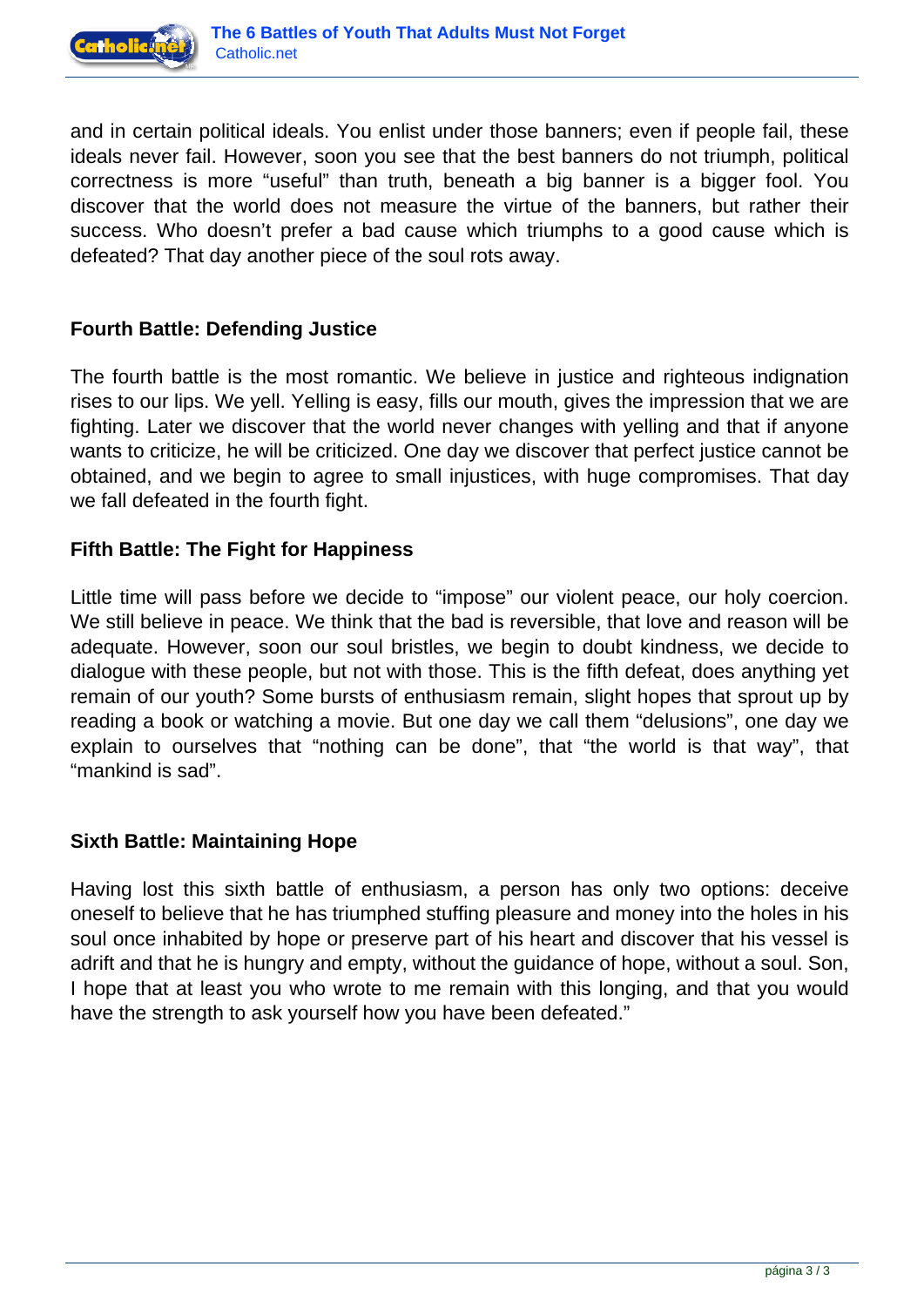and in certain political ideals. You enlist under those banners; even if people fail, these ideals never fail. However, soon you see that the best banners do not triumph, political correctness is more "useful" than truth, beneath a big banner is a bigger fool. You discover that the world does not measure the virtue of the banners, but rather their success. Who doesn't prefer a bad cause which triumphs to a good cause which is defeated? That day another piece of the soul rots away.

**Fourth Battle: Defending Justice**

The fourth battle is the most romantic. We believe in justice and righteous indignation rises to our lips. We yell. Yelling is easy, fills our mouth, gives the impression that we are fighting. Later we discover that the world never changes with yelling and that if anyone wants to criticize, he will be criticized. One day we discover that perfect justice cannot be obtained, and we begin to agree to small injustices, with huge compromises. That day we fall defeated in the fourth fight.

**Fifth Battle: The Fight for Happiness**

Little time will pass before we decide to "impose" our violent peace, our holy coercion. We still believe in peace. We think that the bad is reversible, that love and reason will be adequate. However, soon our soul bristles, we begin to doubt kindness, we decide to dialogue with these people, but not with those. This is the fifth defeat, does anything yet remain of our youth? Some bursts of enthusiasm remain, slight hopes that sprout up by reading a book or watching a movie. But one day we call them "delusions", one day we explain to ourselves that "nothing can be done", that "the world is that way", that "mankind is sad".

**Sixth Battle: Maintaining Hope**

Having lost this sixth battle of enthusiasm, a person has only two options: deceive oneself to believe that he has triumphed stuffing pleasure and money into the holes in his soul once inhabited by hope or preserve part of his heart and discover that his vessel is adrift and that he is hungry and empty, without the guidance of hope, without a soul. Son, I hope that at least you who wrote to me remain with this longing, and that you would have the strength to ask yourself how you have been defeated."